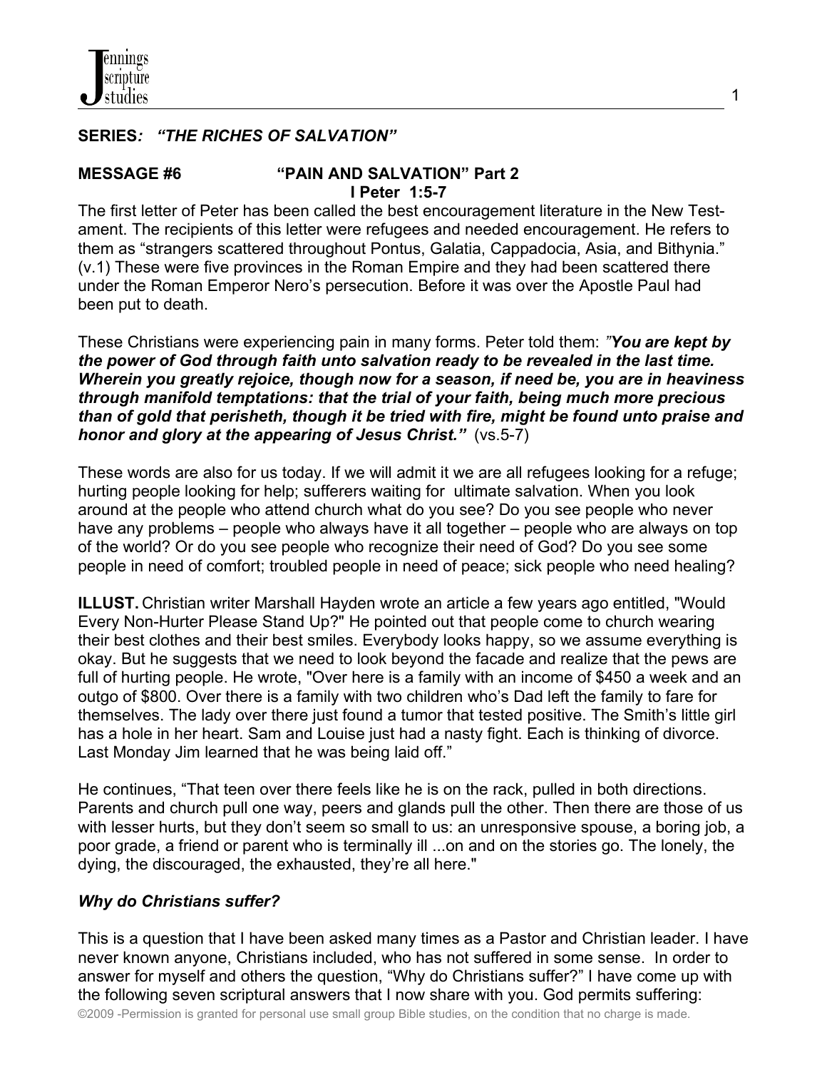**SERIES*: "THE RICHES OF SALVATION"***

**MESSAGE #6 "PAIN AND SALVATION" Part 2**
**I Peter 1:5-7**

The first letter of Peter has been called the best encouragement literature in the New Testament. The recipients of this letter were refugees and needed encouragement. He refers to them as "strangers scattered throughout Pontus, Galatia, Cappadocia, Asia, and Bithynia." (v.1) These were five provinces in the Roman Empire and they had been scattered there under the Roman Emperor Nero's persecution. Before it was over the Apostle Paul had been put to death.

These Christians were experiencing pain in many forms. Peter told them: *"**You are kept by the power of God through faith unto salvation ready to be revealed in the last time. Wherein you greatly rejoice, though now for a season, if need be, you are in heaviness through manifold temptations: that the trial of your faith, being much more precious than of gold that perisheth, though it be tried with fire, might be found unto praise and honor and glory at the appearing of Jesus Christ."*** (vs.5-7)

These words are also for us today. If we will admit it we are all refugees looking for a refuge; hurting people looking for help; sufferers waiting for ultimate salvation. When you look around at the people who attend church what do you see? Do you see people who never have any problems – people who always have it all together – people who are always on top of the world? Or do you see people who recognize their need of God? Do you see some people in need of comfort; troubled people in need of peace; sick people who need healing?

**ILLUST.** Christian writer Marshall Hayden wrote an article a few years ago entitled, "Would Every Non-Hurter Please Stand Up?" He pointed out that people come to church wearing their best clothes and their best smiles. Everybody looks happy, so we assume everything is okay. But he suggests that we need to look beyond the facade and realize that the pews are full of hurting people. He wrote, "Over here is a family with an income of $450 a week and an outgo of $800. Over there is a family with two children who's Dad left the family to fare for themselves. The lady over there just found a tumor that tested positive. The Smith's little girl has a hole in her heart. Sam and Louise just had a nasty fight. Each is thinking of divorce. Last Monday Jim learned that he was being laid off."

He continues, "That teen over there feels like he is on the rack, pulled in both directions. Parents and church pull one way, peers and glands pull the other. Then there are those of us with lesser hurts, but they don't seem so small to us: an unresponsive spouse, a boring job, a poor grade, a friend or parent who is terminally ill ...on and on the stories go. The lonely, the dying, the discouraged, the exhausted, they're all here."

***Why do Christians suffer?***

This is a question that I have been asked many times as a Pastor and Christian leader. I have never known anyone, Christians included, who has not suffered in some sense. In order to answer for myself and others the question, "Why do Christians suffer?" I have come up with the following seven scriptural answers that I now share with you. God permits suffering: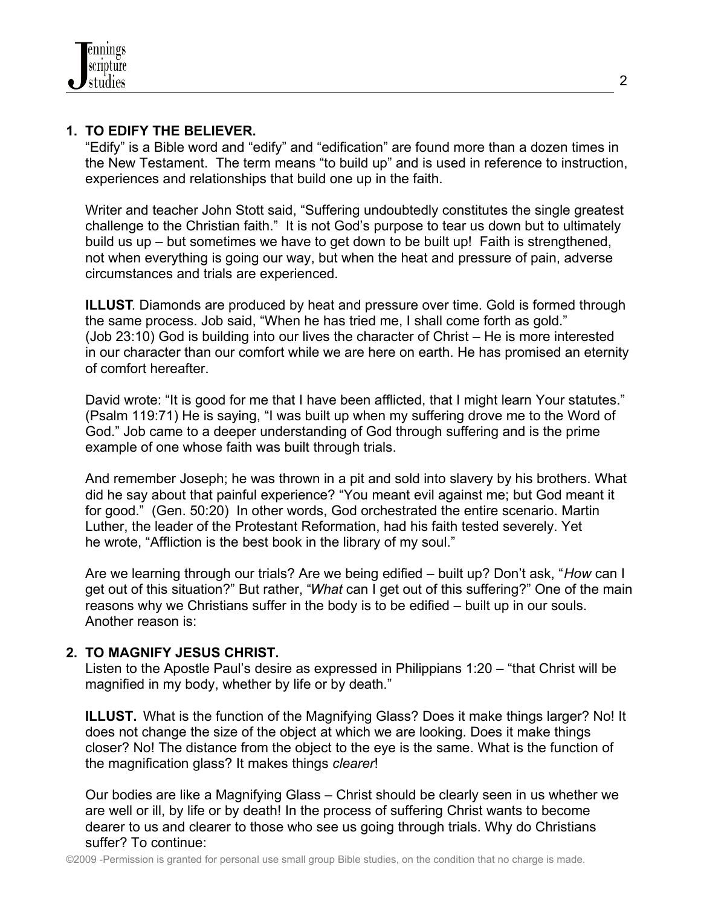## 1. TO EDIFY THE BELIEVER.

"Edify" is a Bible word and "edify" and "edification" are found more than a dozen times in the New Testament. The term means "to build up" and is used in reference to instruction, experiences and relationships that build one up in the faith.

Writer and teacher John Stott said, "Suffering undoubtedly constitutes the single greatest challenge to the Christian faith." It is not God's purpose to tear us down but to ultimately build us up – but sometimes we have to get down to be built up! Faith is strengthened, not when everything is going our way, but when the heat and pressure of pain, adverse circumstances and trials are experienced.

**ILLUST**. Diamonds are produced by heat and pressure over time. Gold is formed through the same process. Job said, "When he has tried me, I shall come forth as gold." (Job 23:10) God is building into our lives the character of Christ – He is more interested in our character than our comfort while we are here on earth. He has promised an eternity of comfort hereafter.

David wrote: "It is good for me that I have been afflicted, that I might learn Your statutes." (Psalm 119:71) He is saying, "I was built up when my suffering drove me to the Word of God." Job came to a deeper understanding of God through suffering and is the prime example of one whose faith was built through trials.

And remember Joseph; he was thrown in a pit and sold into slavery by his brothers. What did he say about that painful experience? "You meant evil against me; but God meant it for good." (Gen. 50:20) In other words, God orchestrated the entire scenario. Martin Luther, the leader of the Protestant Reformation, had his faith tested severely. Yet he wrote, "Affliction is the best book in the library of my soul."

Are we learning through our trials? Are we being edified – built up? Don't ask, "*How* can I get out of this situation?" But rather, "*What* can I get out of this suffering?" One of the main reasons why we Christians suffer in the body is to be edified – built up in our souls. Another reason is:

## 2. TO MAGNIFY JESUS CHRIST.

Listen to the Apostle Paul's desire as expressed in Philippians 1:20 – "that Christ will be magnified in my body, whether by life or by death."

**ILLUST.** What is the function of the Magnifying Glass? Does it make things larger? No! It does not change the size of the object at which we are looking. Does it make things closer? No! The distance from the object to the eye is the same. What is the function of the magnification glass? It makes things *clearer*!

Our bodies are like a Magnifying Glass – Christ should be clearly seen in us whether we are well or ill, by life or by death! In the process of suffering Christ wants to become dearer to us and clearer to those who see us going through trials. Why do Christians suffer? To continue: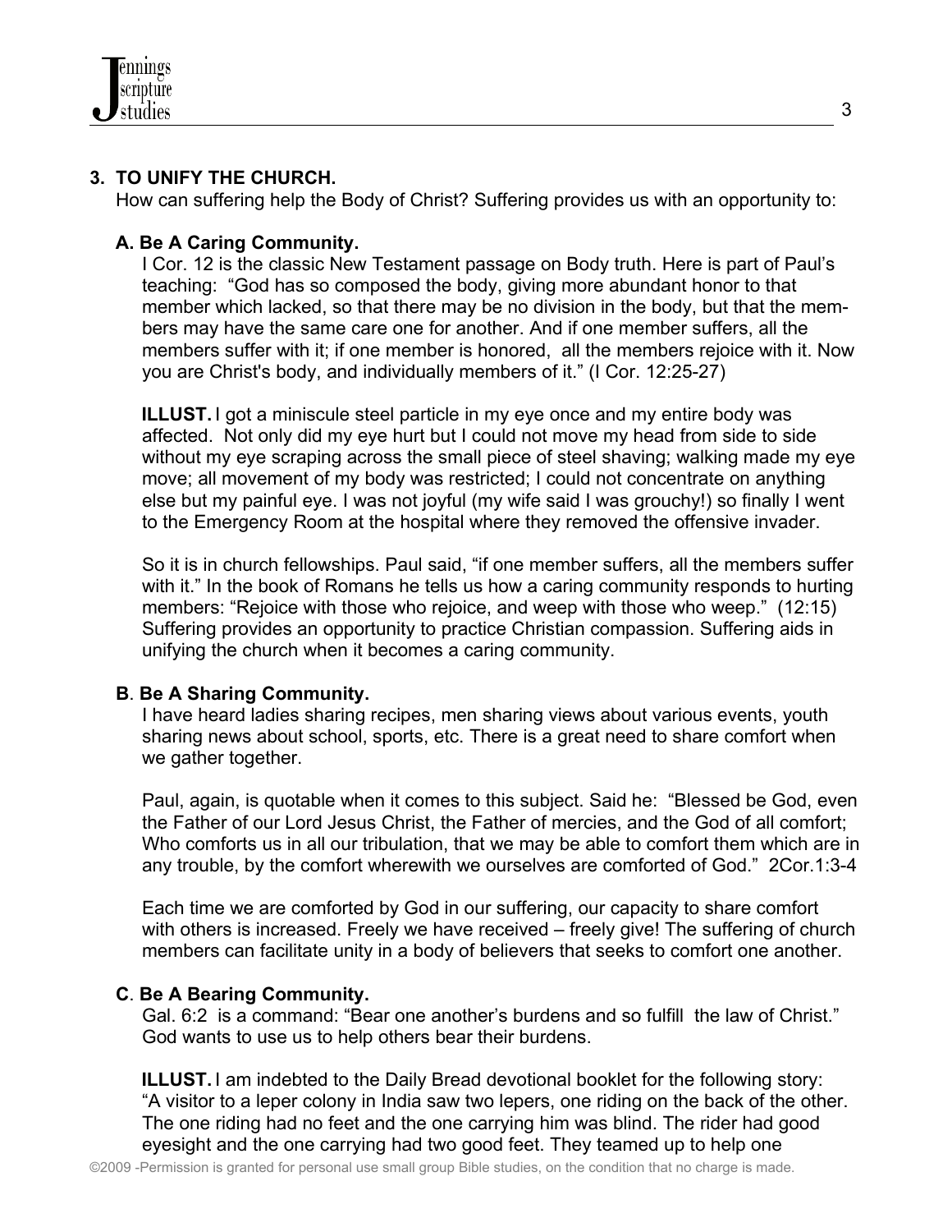## 3. TO UNIFY THE CHURCH.

How can suffering help the Body of Christ? Suffering provides us with an opportunity to:

### A. Be A Caring Community.

I Cor. 12 is the classic New Testament passage on Body truth. Here is part of Paul's teaching: "God has so composed the body, giving more abundant honor to that member which lacked, so that there may be no division in the body, but that the members may have the same care one for another. And if one member suffers, all the members suffer with it; if one member is honored, all the members rejoice with it. Now you are Christ's body, and individually members of it." (I Cor. 12:25-27)

**ILLUST.** I got a miniscule steel particle in my eye once and my entire body was affected. Not only did my eye hurt but I could not move my head from side to side without my eye scraping across the small piece of steel shaving; walking made my eye move; all movement of my body was restricted; I could not concentrate on anything else but my painful eye. I was not joyful (my wife said I was grouchy!) so finally I went to the Emergency Room at the hospital where they removed the offensive invader.

So it is in church fellowships. Paul said, "if one member suffers, all the members suffer with it." In the book of Romans he tells us how a caring community responds to hurting members: "Rejoice with those who rejoice, and weep with those who weep." (12:15) Suffering provides an opportunity to practice Christian compassion. Suffering aids in unifying the church when it becomes a caring community.

### B. Be A Sharing Community.

I have heard ladies sharing recipes, men sharing views about various events, youth sharing news about school, sports, etc. There is a great need to share comfort when we gather together.

Paul, again, is quotable when it comes to this subject. Said he: "Blessed be God, even the Father of our Lord Jesus Christ, the Father of mercies, and the God of all comfort; Who comforts us in all our tribulation, that we may be able to comfort them which are in any trouble, by the comfort wherewith we ourselves are comforted of God." 2Cor.1:3-4

Each time we are comforted by God in our suffering, our capacity to share comfort with others is increased. Freely we have received – freely give! The suffering of church members can facilitate unity in a body of believers that seeks to comfort one another.

### C. Be A Bearing Community.

Gal. 6:2 is a command: "Bear one another's burdens and so fulfill the law of Christ." God wants to use us to help others bear their burdens.

**ILLUST.** I am indebted to the Daily Bread devotional booklet for the following story: "A visitor to a leper colony in India saw two lepers, one riding on the back of the other. The one riding had no feet and the one carrying him was blind. The rider had good eyesight and the one carrying had two good feet. They teamed up to help one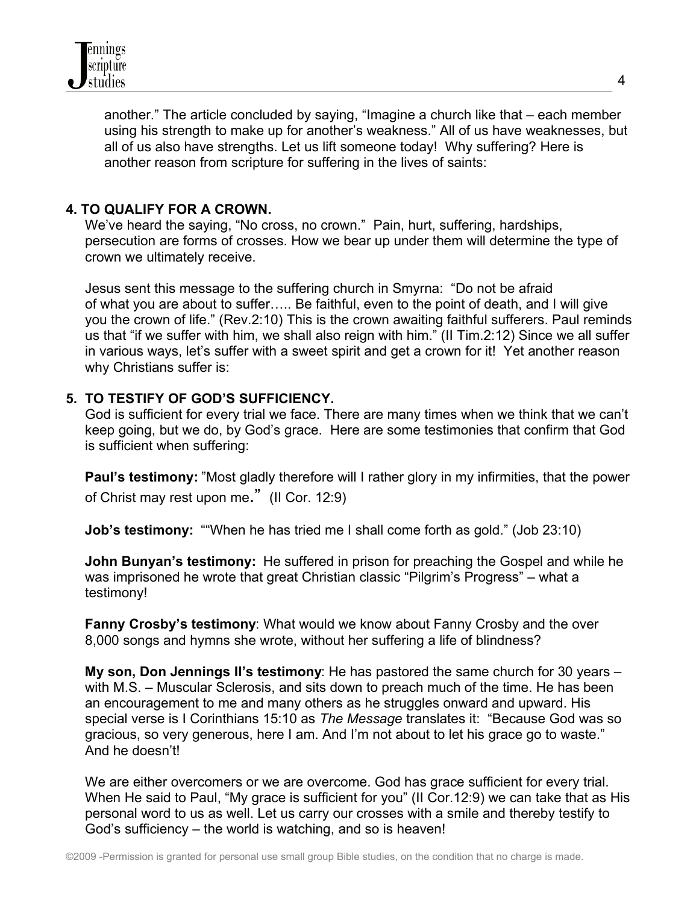another." The article concluded by saying, "Imagine a church like that – each member using his strength to make up for another's weakness." All of us have weaknesses, but all of us also have strengths. Let us lift someone today! Why suffering? Here is another reason from scripture for suffering in the lives of saints:

**4. TO QUALIFY FOR A CROWN.**

We've heard the saying, "No cross, no crown." Pain, hurt, suffering, hardships, persecution are forms of crosses. How we bear up under them will determine the type of crown we ultimately receive.

Jesus sent this message to the suffering church in Smyrna: "Do not be afraid of what you are about to suffer….. Be faithful, even to the point of death, and I will give you the crown of life." (Rev.2:10) This is the crown awaiting faithful sufferers. Paul reminds us that "if we suffer with him, we shall also reign with him." (II Tim.2:12) Since we all suffer in various ways, let's suffer with a sweet spirit and get a crown for it! Yet another reason why Christians suffer is:

**5. TO TESTIFY OF GOD'S SUFFICIENCY.**

God is sufficient for every trial we face. There are many times when we think that we can't keep going, but we do, by God's grace. Here are some testimonies that confirm that God is sufficient when suffering:

**Paul's testimony:** "Most gladly therefore will I rather glory in my infirmities, that the power of Christ may rest upon me." (II Cor. 12:9)

**Job's testimony:** ""When he has tried me I shall come forth as gold." (Job 23:10)

**John Bunyan's testimony:** He suffered in prison for preaching the Gospel and while he was imprisoned he wrote that great Christian classic "Pilgrim's Progress" – what a testimony!

**Fanny Crosby's testimony**: What would we know about Fanny Crosby and the over 8,000 songs and hymns she wrote, without her suffering a life of blindness?

**My son, Don Jennings II's testimony**: He has pastored the same church for 30 years – with M.S. – Muscular Sclerosis, and sits down to preach much of the time. He has been an encouragement to me and many others as he struggles onward and upward. His special verse is I Corinthians 15:10 as *The Message* translates it: "Because God was so gracious, so very generous, here I am. And I'm not about to let his grace go to waste." And he doesn't!

We are either overcomers or we are overcome. God has grace sufficient for every trial. When He said to Paul, "My grace is sufficient for you" (II Cor.12:9) we can take that as His personal word to us as well. Let us carry our crosses with a smile and thereby testify to God's sufficiency – the world is watching, and so is heaven!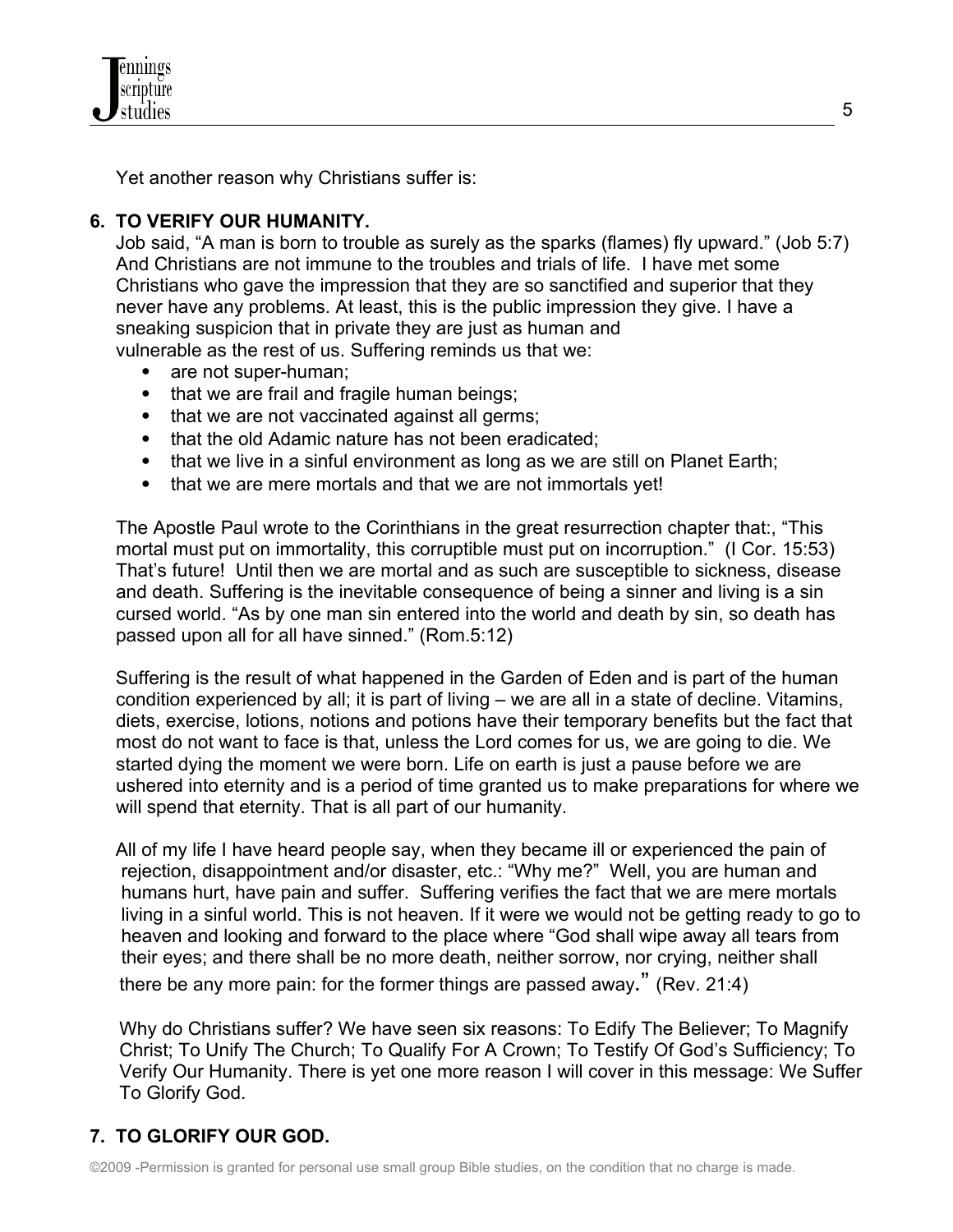Yet another reason why Christians suffer is:

**6. TO VERIFY OUR HUMANITY.**

Job said, "A man is born to trouble as surely as the sparks (flames) fly upward." (Job 5:7) And Christians are not immune to the troubles and trials of life. I have met some Christians who gave the impression that they are so sanctified and superior that they never have any problems. At least, this is the public impression they give. I have a sneaking suspicion that in private they are just as human and vulnerable as the rest of us. Suffering reminds us that we:

- are not super-human;
- that we are frail and fragile human beings;
- that we are not vaccinated against all germs;
- that the old Adamic nature has not been eradicated;
- that we live in a sinful environment as long as we are still on Planet Earth;
- that we are mere mortals and that we are not immortals yet!

The Apostle Paul wrote to the Corinthians in the great resurrection chapter that:, "This mortal must put on immortality, this corruptible must put on incorruption." (I Cor. 15:53) That's future! Until then we are mortal and as such are susceptible to sickness, disease and death. Suffering is the inevitable consequence of being a sinner and living is a sin cursed world. "As by one man sin entered into the world and death by sin, so death has passed upon all for all have sinned." (Rom.5:12)

Suffering is the result of what happened in the Garden of Eden and is part of the human condition experienced by all; it is part of living – we are all in a state of decline. Vitamins, diets, exercise, lotions, notions and potions have their temporary benefits but the fact that most do not want to face is that, unless the Lord comes for us, we are going to die. We started dying the moment we were born. Life on earth is just a pause before we are ushered into eternity and is a period of time granted us to make preparations for where we will spend that eternity. That is all part of our humanity.

All of my life I have heard people say, when they became ill or experienced the pain of rejection, disappointment and/or disaster, etc.: "Why me?" Well, you are human and humans hurt, have pain and suffer. Suffering verifies the fact that we are mere mortals living in a sinful world. This is not heaven. If it were we would not be getting ready to go to heaven and looking and forward to the place where "God shall wipe away all tears from their eyes; and there shall be no more death, neither sorrow, nor crying, neither shall there be any more pain: for the former things are passed away**."** (Rev. 21:4)

Why do Christians suffer? We have seen six reasons: To Edify The Believer; To Magnify Christ; To Unify The Church; To Qualify For A Crown; To Testify Of God's Sufficiency; To Verify Our Humanity. There is yet one more reason I will cover in this message: We Suffer To Glorify God.

**7. TO GLORIFY OUR GOD.**

©2009 -Permission is granted for personal use small group Bible studies, on the condition that no charge is made.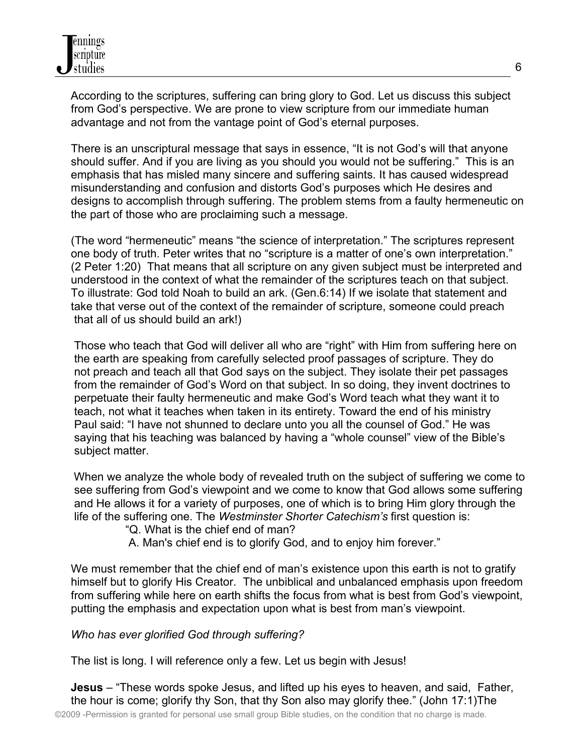According to the scriptures, suffering can bring glory to God. Let us discuss this subject from God's perspective. We are prone to view scripture from our immediate human advantage and not from the vantage point of God's eternal purposes.

There is an unscriptural message that says in essence, "It is not God's will that anyone should suffer. And if you are living as you should you would not be suffering." This is an emphasis that has misled many sincere and suffering saints. It has caused widespread misunderstanding and confusion and distorts God's purposes which He desires and designs to accomplish through suffering. The problem stems from a faulty hermeneutic on the part of those who are proclaiming such a message.

(The word "hermeneutic" means "the science of interpretation." The scriptures represent one body of truth. Peter writes that no "scripture is a matter of one's own interpretation." (2 Peter 1:20) That means that all scripture on any given subject must be interpreted and understood in the context of what the remainder of the scriptures teach on that subject. To illustrate: God told Noah to build an ark. (Gen.6:14) If we isolate that statement and take that verse out of the context of the remainder of scripture, someone could preach that all of us should build an ark!)

Those who teach that God will deliver all who are "right" with Him from suffering here on the earth are speaking from carefully selected proof passages of scripture. They do not preach and teach all that God says on the subject. They isolate their pet passages from the remainder of God's Word on that subject. In so doing, they invent doctrines to perpetuate their faulty hermeneutic and make God's Word teach what they want it to teach, not what it teaches when taken in its entirety. Toward the end of his ministry Paul said: "I have not shunned to declare unto you all the counsel of God." He was saying that his teaching was balanced by having a "whole counsel" view of the Bible's subject matter.

When we analyze the whole body of revealed truth on the subject of suffering we come to see suffering from God's viewpoint and we come to know that God allows some suffering and He allows it for a variety of purposes, one of which is to bring Him glory through the life of the suffering one. The *Westminster Shorter Catechism's* first question is:

> "Q. What is the chief end of man?
> A. Man's chief end is to glorify God, and to enjoy him forever."

We must remember that the chief end of man's existence upon this earth is not to gratify himself but to glorify His Creator. The unbiblical and unbalanced emphasis upon freedom from suffering while here on earth shifts the focus from what is best from God's viewpoint, putting the emphasis and expectation upon what is best from man's viewpoint.

*Who has ever glorified God through suffering?*

The list is long. I will reference only a few. Let us begin with Jesus!

**Jesus** – "These words spoke Jesus, and lifted up his eyes to heaven, and said, Father, the hour is come; glorify thy Son, that thy Son also may glorify thee." (John 17:1)The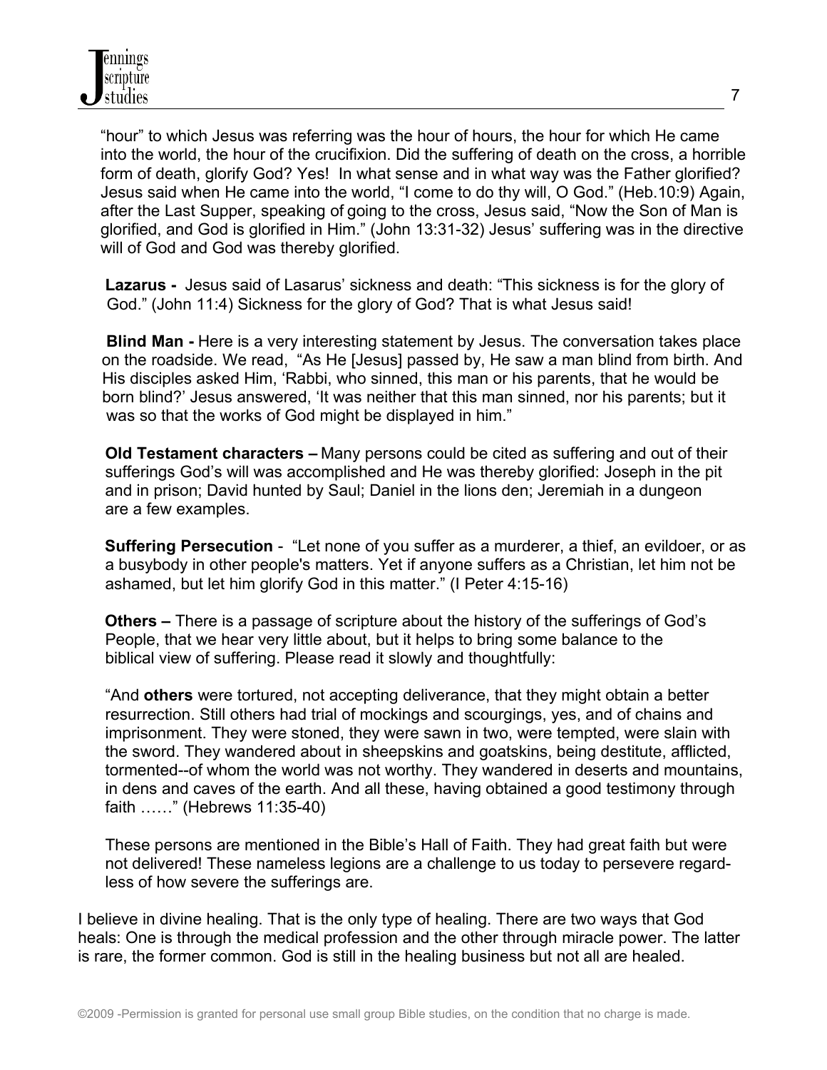"hour" to which Jesus was referring was the hour of hours, the hour for which He came into the world, the hour of the crucifixion. Did the suffering of death on the cross, a horrible form of death, glorify God? Yes! In what sense and in what way was the Father glorified? Jesus said when He came into the world, "I come to do thy will, O God." (Heb.10:9) Again, after the Last Supper, speaking of going to the cross, Jesus said, "Now the Son of Man is glorified, and God is glorified in Him." (John 13:31-32) Jesus' suffering was in the directive will of God and God was thereby glorified.

**Lazarus -** Jesus said of Lasarus' sickness and death: "This sickness is for the glory of God." (John 11:4) Sickness for the glory of God? That is what Jesus said!

**Blind Man -** Here is a very interesting statement by Jesus. The conversation takes place on the roadside. We read, "As He [Jesus] passed by, He saw a man blind from birth. And His disciples asked Him, 'Rabbi, who sinned, this man or his parents, that he would be born blind?' Jesus answered, 'It was neither that this man sinned, nor his parents; but it was so that the works of God might be displayed in him."

**Old Testament characters –** Many persons could be cited as suffering and out of their sufferings God's will was accomplished and He was thereby glorified: Joseph in the pit and in prison; David hunted by Saul; Daniel in the lions den; Jeremiah in a dungeon are a few examples.

**Suffering Persecution** - "Let none of you suffer as a murderer, a thief, an evildoer, or as a busybody in other people's matters. Yet if anyone suffers as a Christian, let him not be ashamed, but let him glorify God in this matter." (I Peter 4:15-16)

**Others –** There is a passage of scripture about the history of the sufferings of God's People, that we hear very little about, but it helps to bring some balance to the biblical view of suffering. Please read it slowly and thoughtfully:

"And **others** were tortured, not accepting deliverance, that they might obtain a better resurrection. Still others had trial of mockings and scourgings, yes, and of chains and imprisonment. They were stoned, they were sawn in two, were tempted, were slain with the sword. They wandered about in sheepskins and goatskins, being destitute, afflicted, tormented--of whom the world was not worthy. They wandered in deserts and mountains, in dens and caves of the earth. And all these, having obtained a good testimony through faith ……" (Hebrews 11:35-40)

These persons are mentioned in the Bible's Hall of Faith. They had great faith but were not delivered! These nameless legions are a challenge to us today to persevere regardless of how severe the sufferings are.

I believe in divine healing. That is the only type of healing. There are two ways that God heals: One is through the medical profession and the other through miracle power. The latter is rare, the former common. God is still in the healing business but not all are healed.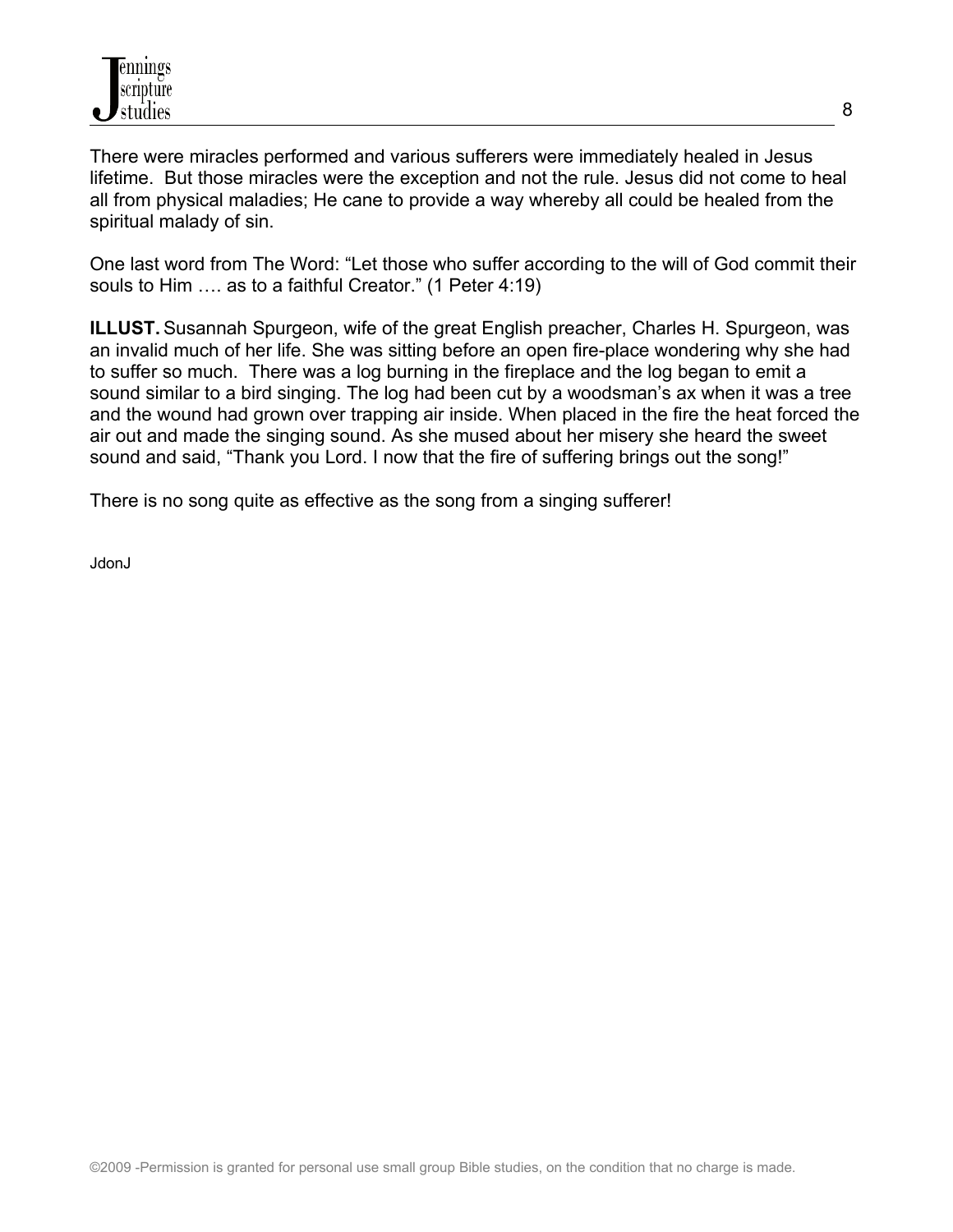There were miracles performed and various sufferers were immediately healed in Jesus lifetime. But those miracles were the exception and not the rule. Jesus did not come to heal all from physical maladies; He cane to provide a way whereby all could be healed from the spiritual malady of sin.

One last word from The Word: "Let those who suffer according to the will of God commit their souls to Him …. as to a faithful Creator." (1 Peter 4:19)

**ILLUST.** Susannah Spurgeon, wife of the great English preacher, Charles H. Spurgeon, was an invalid much of her life. She was sitting before an open fire-place wondering why she had to suffer so much. There was a log burning in the fireplace and the log began to emit a sound similar to a bird singing. The log had been cut by a woodsman's ax when it was a tree and the wound had grown over trapping air inside. When placed in the fire the heat forced the air out and made the singing sound. As she mused about her misery she heard the sweet sound and said, "Thank you Lord. I now that the fire of suffering brings out the song!"

There is no song quite as effective as the song from a singing sufferer!

JdonJ

©2009 -Permission is granted for personal use small group Bible studies, on the condition that no charge is made.